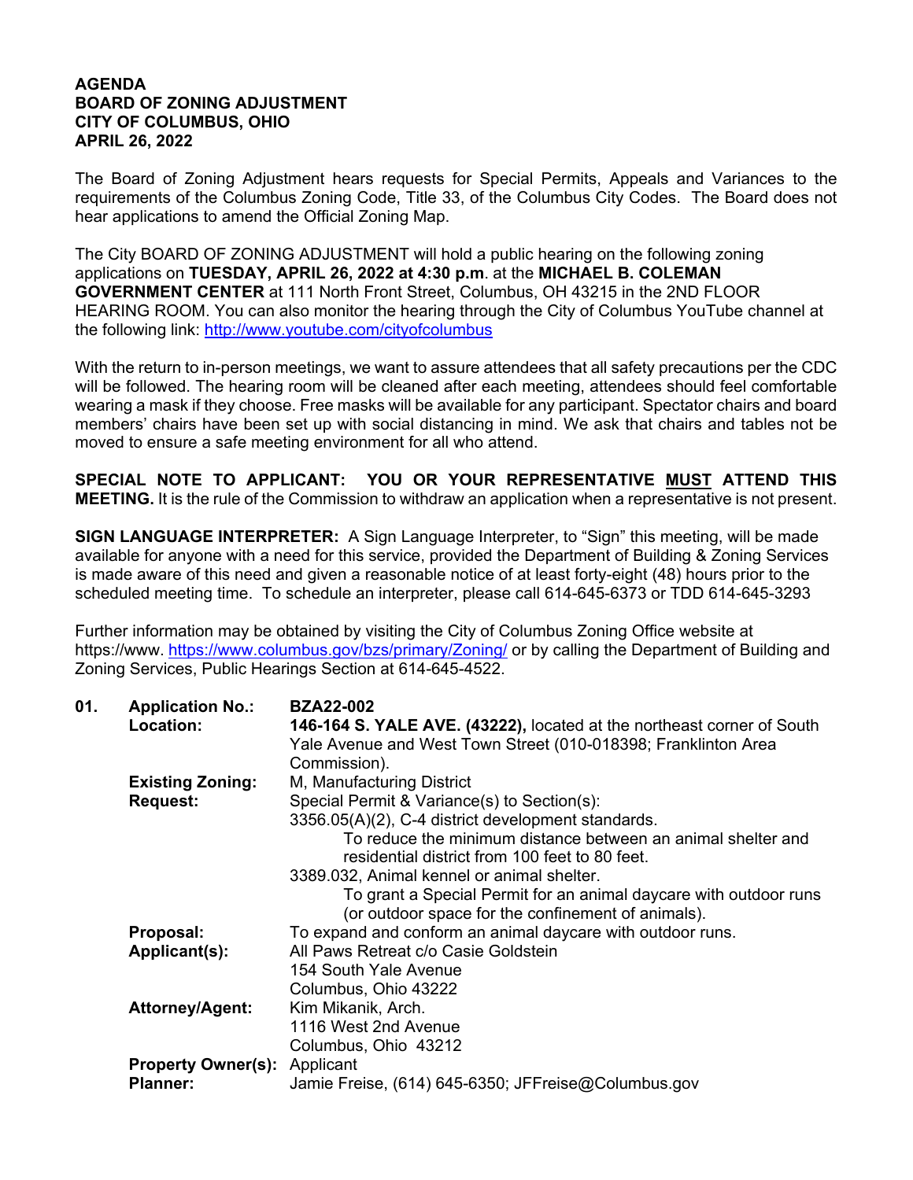**AGENDA**
**BOARD OF ZONING ADJUSTMENT**
**CITY OF COLUMBUS, OHIO**
**APRIL 26, 2022**

The Board of Zoning Adjustment hears requests for Special Permits, Appeals and Variances to the requirements of the Columbus Zoning Code, Title 33, of the Columbus City Codes. The Board does not hear applications to amend the Official Zoning Map.

The City BOARD OF ZONING ADJUSTMENT will hold a public hearing on the following zoning applications on **TUESDAY, APRIL 26, 2022 at 4:30 p.m**. at the **MICHAEL B. COLEMAN GOVERNMENT CENTER** at 111 North Front Street, Columbus, OH 43215 in the 2ND FLOOR HEARING ROOM. You can also monitor the hearing through the City of Columbus YouTube channel at the following link: http://www.youtube.com/cityofcolumbus

With the return to in-person meetings, we want to assure attendees that all safety precautions per the CDC will be followed. The hearing room will be cleaned after each meeting, attendees should feel comfortable wearing a mask if they choose. Free masks will be available for any participant. Spectator chairs and board members' chairs have been set up with social distancing in mind. We ask that chairs and tables not be moved to ensure a safe meeting environment for all who attend.

**SPECIAL NOTE TO APPLICANT: YOU OR YOUR REPRESENTATIVE MUST ATTEND THIS MEETING.** It is the rule of the Commission to withdraw an application when a representative is not present.

**SIGN LANGUAGE INTERPRETER:** A Sign Language Interpreter, to "Sign" this meeting, will be made available for anyone with a need for this service, provided the Department of Building & Zoning Services is made aware of this need and given a reasonable notice of at least forty-eight (48) hours prior to the scheduled meeting time. To schedule an interpreter, please call 614-645-6373 or TDD 614-645-3293

Further information may be obtained by visiting the City of Columbus Zoning Office website at https://www. https://www.columbus.gov/bzs/primary/Zoning/ or by calling the Department of Building and Zoning Services, Public Hearings Section at 614-645-4522.

**01. Application No.:** **BZA22-002**

**Location:** **146-164 S. YALE AVE. (43222),** located at the northeast corner of South Yale Avenue and West Town Street (010-018398; Franklinton Area Commission).

**Existing Zoning:** M, Manufacturing District

**Request:** Special Permit & Variance(s) to Section(s):

3356.05(A)(2), C-4 district development standards.
To reduce the minimum distance between an animal shelter and residential district from 100 feet to 80 feet.

3389.032, Animal kennel or animal shelter.
To grant a Special Permit for an animal daycare with outdoor runs (or outdoor space for the confinement of animals).

**Proposal:** To expand and conform an animal daycare with outdoor runs.

**Applicant(s):** All Paws Retreat c/o Casie Goldstein
154 South Yale Avenue
Columbus, Ohio 43222

**Attorney/Agent:** Kim Mikanik, Arch.
1116 West 2nd Avenue
Columbus, Ohio 43212

**Property Owner(s):** Applicant

**Planner:** Jamie Freise, (614) 645-6350; JFFreise@Columbus.gov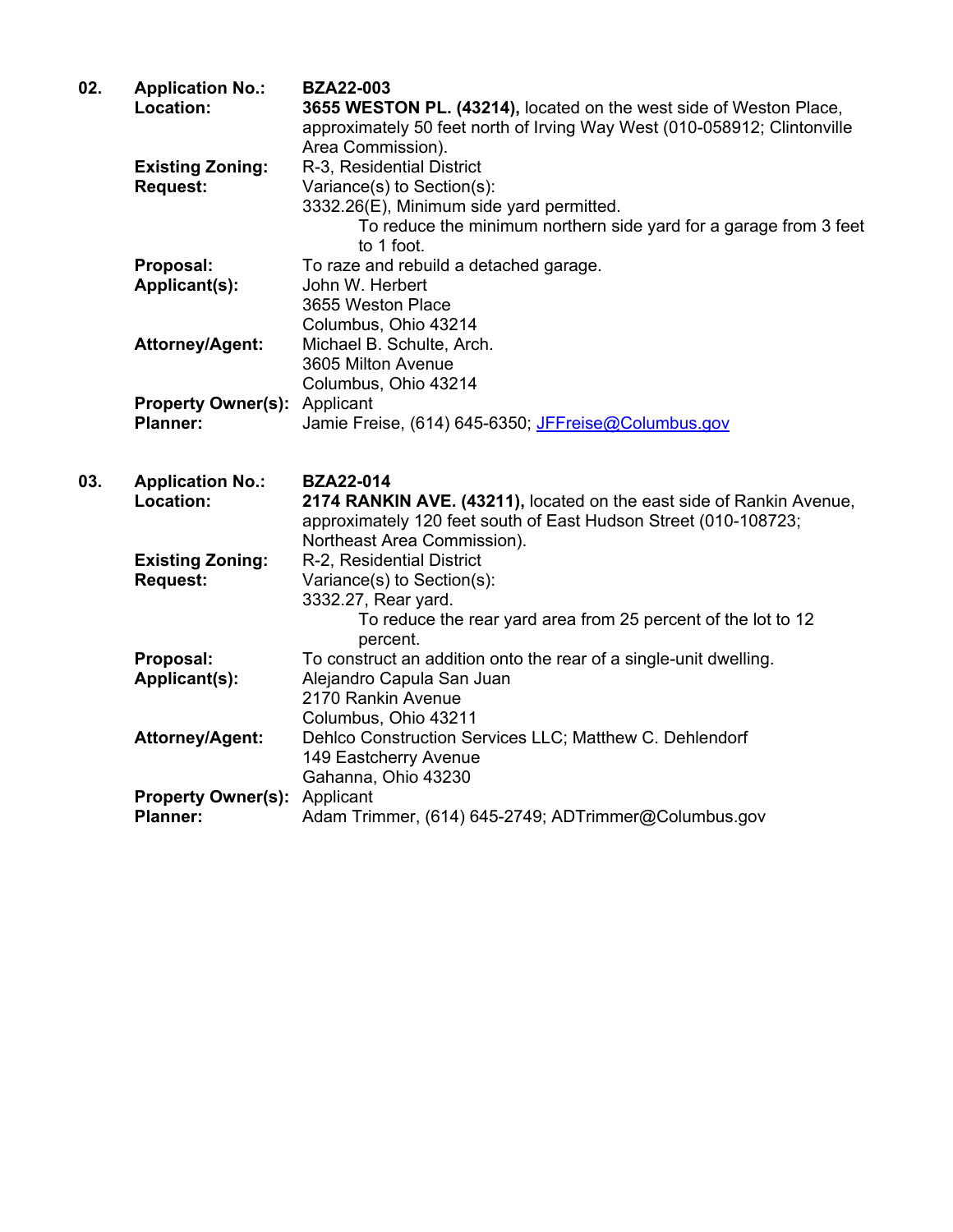**02.** **Application No.:** **BZA22-003**

**Location:** **3655 WESTON PL. (43214),** located on the west side of Weston Place, approximately 50 feet north of Irving Way West (010-058912; Clintonville Area Commission).

**Existing Zoning:** R-3, Residential District

**Request:** Variance(s) to Section(s):

3332.26(E), Minimum side yard permitted.

To reduce the minimum northern side yard for a garage from 3 feet to 1 foot.

**Proposal:** To raze and rebuild a detached garage.

**Applicant(s):** John W. Herbert
3655 Weston Place
Columbus, Ohio 43214

**Attorney/Agent:** Michael B. Schulte, Arch.
3605 Milton Avenue
Columbus, Ohio 43214

**Property Owner(s):** Applicant

**Planner:** Jamie Freise, (614) 645-6350; JFFreise@Columbus.gov

**03.** **Application No.:** **BZA22-014**

**Location:** **2174 RANKIN AVE. (43211),** located on the east side of Rankin Avenue, approximately 120 feet south of East Hudson Street (010-108723; Northeast Area Commission).

**Existing Zoning:** R-2, Residential District

**Request:** Variance(s) to Section(s):

3332.27, Rear yard.

To reduce the rear yard area from 25 percent of the lot to 12 percent.

**Proposal:** To construct an addition onto the rear of a single-unit dwelling.

**Applicant(s):** Alejandro Capula San Juan
2170 Rankin Avenue
Columbus, Ohio 43211

**Attorney/Agent:** Dehlco Construction Services LLC; Matthew C. Dehlendorf
149 Eastcherry Avenue
Gahanna, Ohio 43230

**Property Owner(s):** Applicant

**Planner:** Adam Trimmer, (614) 645-2749; ADTrimmer@Columbus.gov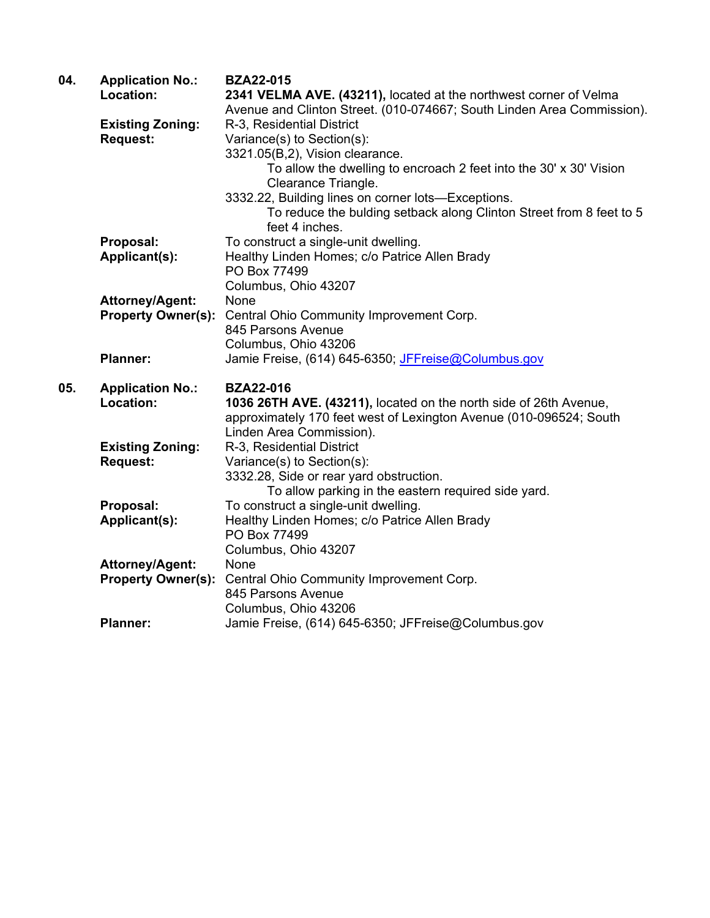**04.** **Application No.:** **BZA22-015**

**Location:** **2341 VELMA AVE. (43211),** located at the northwest corner of Velma Avenue and Clinton Street. (010-074667; South Linden Area Commission).

**Existing Zoning:** R-3, Residential District

**Request:** Variance(s) to Section(s):

3321.05(B,2), Vision clearance.

To allow the dwelling to encroach 2 feet into the 30' x 30' Vision Clearance Triangle.

3332.22, Building lines on corner lots—Exceptions.

To reduce the bulding setback along Clinton Street from 8 feet to 5 feet 4 inches.

**Proposal:** To construct a single-unit dwelling.

**Applicant(s):** Healthy Linden Homes; c/o Patrice Allen Brady
PO Box 77499
Columbus, Ohio 43207

**Attorney/Agent:** None

**Property Owner(s):** Central Ohio Community Improvement Corp.
845 Parsons Avenue
Columbus, Ohio 43206

**Planner:** Jamie Freise, (614) 645-6350; JFFreise@Columbus.gov

**05.** **Application No.:** **BZA22-016**

**Location:** **1036 26TH AVE. (43211),** located on the north side of 26th Avenue, approximately 170 feet west of Lexington Avenue (010-096524; South Linden Area Commission).

**Existing Zoning:** R-3, Residential District

**Request:** Variance(s) to Section(s):

3332.28, Side or rear yard obstruction.

To allow parking in the eastern required side yard.

**Proposal:** To construct a single-unit dwelling.

**Applicant(s):** Healthy Linden Homes; c/o Patrice Allen Brady
PO Box 77499
Columbus, Ohio 43207

**Attorney/Agent:** None

**Property Owner(s):** Central Ohio Community Improvement Corp.
845 Parsons Avenue
Columbus, Ohio 43206

**Planner:** Jamie Freise, (614) 645-6350; JFFreise@Columbus.gov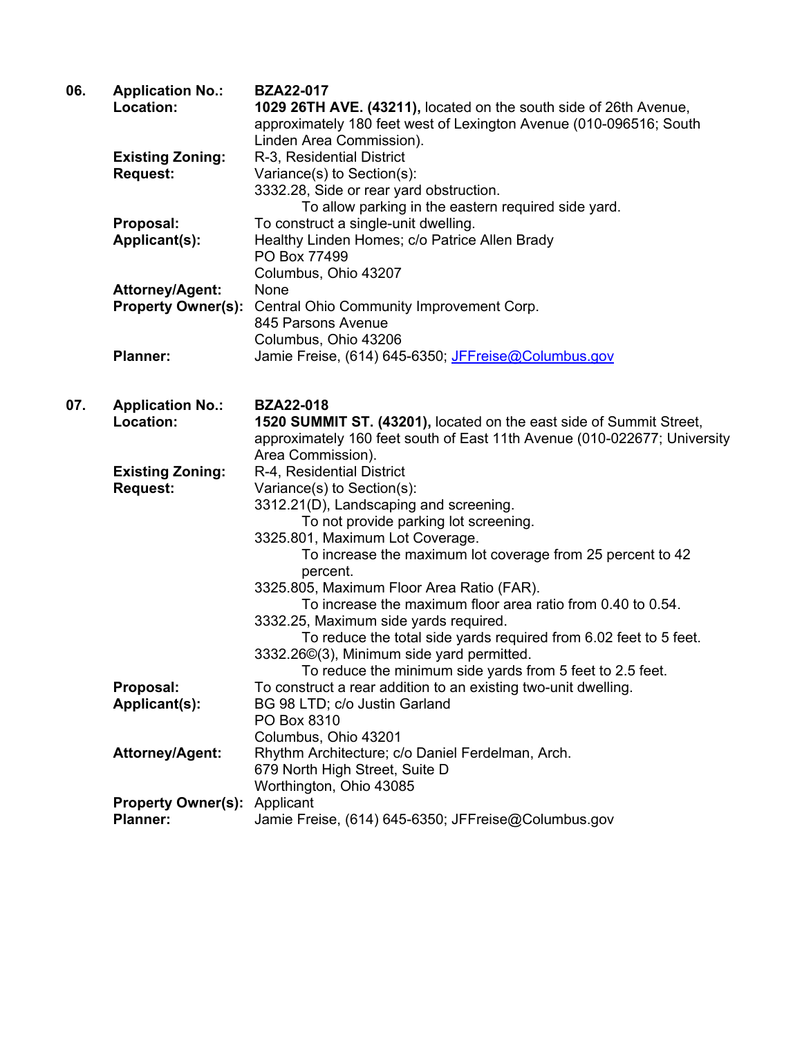**06.** **Application No.:** **BZA22-017**

**Location:** **1029 26TH AVE. (43211),** located on the south side of 26th Avenue, approximately 180 feet west of Lexington Avenue (010-096516; South Linden Area Commission).

**Existing Zoning:** R-3, Residential District

**Request:** Variance(s) to Section(s):

3332.28, Side or rear yard obstruction.

To allow parking in the eastern required side yard.

**Proposal:** To construct a single-unit dwelling.

**Applicant(s):** Healthy Linden Homes; c/o Patrice Allen Brady
PO Box 77499
Columbus, Ohio 43207

**Attorney/Agent:** None

**Property Owner(s):** Central Ohio Community Improvement Corp.
845 Parsons Avenue
Columbus, Ohio 43206

**Planner:** Jamie Freise, (614) 645-6350; JFFreise@Columbus.gov

**07.** **Application No.:** **BZA22-018**

**Location:** **1520 SUMMIT ST. (43201),** located on the east side of Summit Street, approximately 160 feet south of East 11th Avenue (010-022677; University Area Commission).

**Existing Zoning:** R-4, Residential District

**Request:** Variance(s) to Section(s):

3312.21(D), Landscaping and screening.

To not provide parking lot screening.

3325.801, Maximum Lot Coverage.

To increase the maximum lot coverage from 25 percent to 42 percent.

3325.805, Maximum Floor Area Ratio (FAR).

To increase the maximum floor area ratio from 0.40 to 0.54.

3332.25, Maximum side yards required.

To reduce the total side yards required from 6.02 feet to 5 feet.

3332.26©(3), Minimum side yard permitted.

To reduce the minimum side yards from 5 feet to 2.5 feet.

**Proposal:** To construct a rear addition to an existing two-unit dwelling.

**Applicant(s):** BG 98 LTD; c/o Justin Garland
PO Box 8310
Columbus, Ohio 43201

**Attorney/Agent:** Rhythm Architecture; c/o Daniel Ferdelman, Arch.
679 North High Street, Suite D
Worthington, Ohio 43085

**Property Owner(s):** Applicant

**Planner:** Jamie Freise, (614) 645-6350; JFFreise@Columbus.gov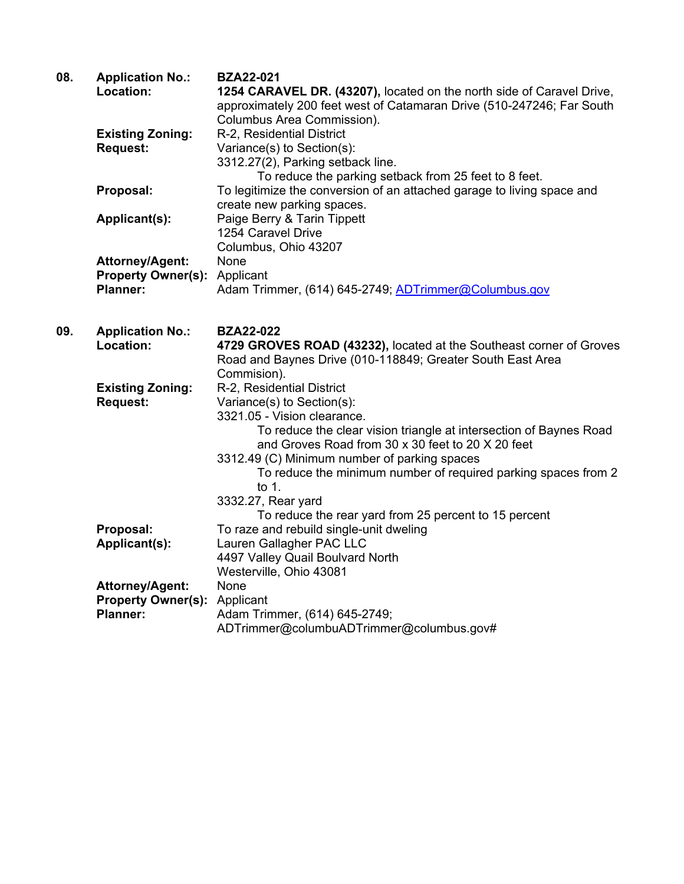**08.** **Application No.:** **BZA22-021**

**Location:** **1254 CARAVEL DR. (43207),** located on the north side of Caravel Drive, approximately 200 feet west of Catamaran Drive (510-247246; Far South Columbus Area Commission).

**Existing Zoning:** R-2, Residential District

**Request:** Variance(s) to Section(s):

3312.27(2), Parking setback line.

To reduce the parking setback from 25 feet to 8 feet.

**Proposal:** To legitimize the conversion of an attached garage to living space and create new parking spaces.

**Applicant(s):** Paige Berry & Tarin Tippett
1254 Caravel Drive
Columbus, Ohio 43207

**Attorney/Agent:** None

**Property Owner(s):** Applicant

**Planner:** Adam Trimmer, (614) 645-2749; ADTrimmer@Columbus.gov

**09.** **Application No.:** **BZA22-022**

**Location:** **4729 GROVES ROAD (43232),** located at the Southeast corner of Groves Road and Baynes Drive (010-118849; Greater South East Area Commision).

**Existing Zoning:** R-2, Residential District

**Request:** Variance(s) to Section(s):

3321.05 - Vision clearance.

To reduce the clear vision triangle at intersection of Baynes Road and Groves Road from 30 x 30 feet to 20 X 20 feet

3312.49 (C) Minimum number of parking spaces

To reduce the minimum number of required parking spaces from 2 to 1.

3332.27, Rear yard

To reduce the rear yard from 25 percent to 15 percent

**Proposal:** To raze and rebuild single-unit dweling

**Applicant(s):** Lauren Gallagher PAC LLC
4497 Valley Quail Boulvard North
Westerville, Ohio 43081

**Attorney/Agent:** None

**Property Owner(s):** Applicant

**Planner:** Adam Trimmer, (614) 645-2749;
ADTrimmer@columbuADTrimmer@columbus.gov#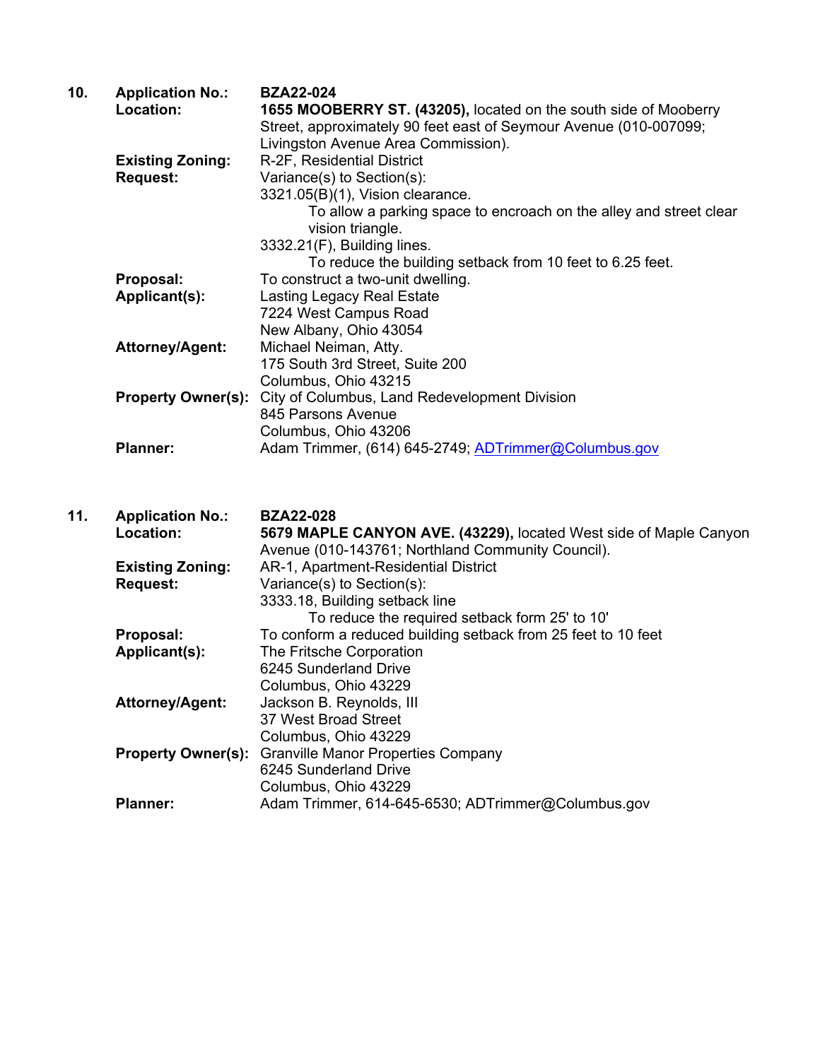**10.** **Application No.:** **BZA22-024**

**Location:** **1655 MOOBERRY ST. (43205),** located on the south side of Mooberry Street, approximately 90 feet east of Seymour Avenue (010-007099; Livingston Avenue Area Commission).

**Existing Zoning:** R-2F, Residential District

**Request:** Variance(s) to Section(s):

3321.05(B)(1), Vision clearance.

To allow a parking space to encroach on the alley and street clear vision triangle.

3332.21(F), Building lines.

To reduce the building setback from 10 feet to 6.25 feet.

**Proposal:** To construct a two-unit dwelling.

**Applicant(s):** Lasting Legacy Real Estate
7224 West Campus Road
New Albany, Ohio 43054

**Attorney/Agent:** Michael Neiman, Atty.
175 South 3rd Street, Suite 200
Columbus, Ohio 43215

**Property Owner(s):** City of Columbus, Land Redevelopment Division
845 Parsons Avenue
Columbus, Ohio 43206

**Planner:** Adam Trimmer, (614) 645-2749; ADTrimmer@Columbus.gov

**11.** **Application No.:** **BZA22-028**

**Location:** **5679 MAPLE CANYON AVE. (43229),** located West side of Maple Canyon Avenue (010-143761; Northland Community Council).

**Existing Zoning:** AR-1, Apartment-Residential District

**Request:** Variance(s) to Section(s):

3333.18, Building setback line

To reduce the required setback form 25' to 10'

**Proposal:** To conform a reduced building setback from 25 feet to 10 feet

**Applicant(s):** The Fritsche Corporation
6245 Sunderland Drive
Columbus, Ohio 43229

**Attorney/Agent:** Jackson B. Reynolds, III
37 West Broad Street
Columbus, Ohio 43229

**Property Owner(s):** Granville Manor Properties Company
6245 Sunderland Drive
Columbus, Ohio 43229

**Planner:** Adam Trimmer, 614-645-6530; ADTrimmer@Columbus.gov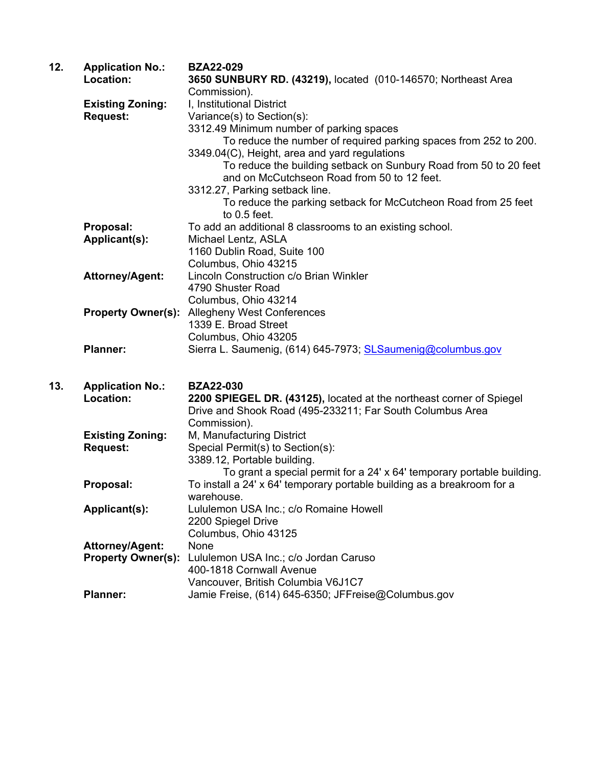**12. Application No.:** **BZA22-029**

**Location:** **3650 SUNBURY RD. (43219),** located (010-146570; Northeast Area Commission).

**Existing Zoning:** I, Institutional District

**Request:** Variance(s) to Section(s):

3312.49 Minimum number of parking spaces

To reduce the number of required parking spaces from 252 to 200.

3349.04(C), Height, area and yard regulations

To reduce the building setback on Sunbury Road from 50 to 20 feet and on McCutchseon Road from 50 to 12 feet.

3312.27, Parking setback line.

To reduce the parking setback for McCutcheon Road from 25 feet to 0.5 feet.

**Proposal:** To add an additional 8 classrooms to an existing school.

**Applicant(s):** Michael Lentz, ASLA
1160 Dublin Road, Suite 100
Columbus, Ohio 43215

**Attorney/Agent:** Lincoln Construction c/o Brian Winkler
4790 Shuster Road
Columbus, Ohio 43214

**Property Owner(s):** Allegheny West Conferences
1339 E. Broad Street
Columbus, Ohio 43205

**Planner:** Sierra L. Saumenig, (614) 645-7973; SLSaumenig@columbus.gov

**13. Application No.:** **BZA22-030**

**Location:** **2200 SPIEGEL DR. (43125),** located at the northeast corner of Spiegel Drive and Shook Road (495-233211; Far South Columbus Area Commission).

**Existing Zoning:** M, Manufacturing District

**Request:** Special Permit(s) to Section(s):

3389.12, Portable building.

To grant a special permit for a 24' x 64' temporary portable building.

**Proposal:** To install a 24' x 64' temporary portable building as a breakroom for a warehouse.

**Applicant(s):** Lululemon USA Inc.; c/o Romaine Howell
2200 Spiegel Drive
Columbus, Ohio 43125

**Attorney/Agent:** None

**Property Owner(s):** Lululemon USA Inc.; c/o Jordan Caruso
400-1818 Cornwall Avenue
Vancouver, British Columbia V6J1C7

**Planner:** Jamie Freise, (614) 645-6350; JFFreise@Columbus.gov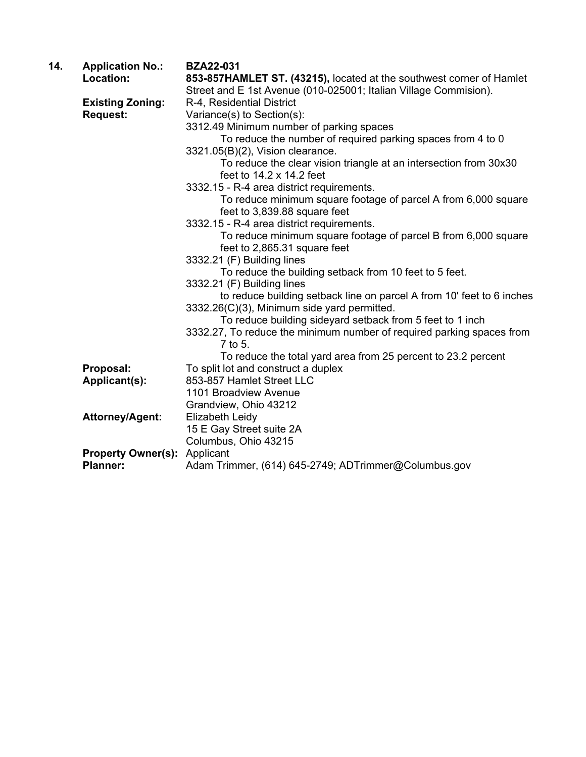**14.** **Application No.:** **BZA22-031**

**Location:** **853-857HAMLET ST. (43215),** located at the southwest corner of Hamlet Street and E 1st Avenue (010-025001; Italian Village Commision).

**Existing Zoning:** R-4, Residential District

**Request:** Variance(s) to Section(s):

3312.49 Minimum number of parking spaces
- To reduce the number of required parking spaces from 4 to 0

3321.05(B)(2), Vision clearance.
- To reduce the clear vision triangle at an intersection from 30x30 feet to 14.2 x 14.2 feet

3332.15 - R-4 area district requirements.
- To reduce minimum square footage of parcel A from 6,000 square feet to 3,839.88 square feet

3332.15 - R-4 area district requirements.
- To reduce minimum square footage of parcel B from 6,000 square feet to 2,865.31 square feet

3332.21 (F) Building lines
- To reduce the building setback from 10 feet to 5 feet.

3332.21 (F) Building lines
- to reduce building setback line on parcel A from 10' feet to 6 inches

3332.26(C)(3), Minimum side yard permitted.
- To reduce building sideyard setback from 5 feet to 1 inch

3332.27, To reduce the minimum number of required parking spaces from 7 to 5.
- To reduce the total yard area from 25 percent to 23.2 percent

**Proposal:** To split lot and construct a duplex

**Applicant(s):** 853-857 Hamlet Street LLC
1101 Broadview Avenue
Grandview, Ohio 43212

**Attorney/Agent:** Elizabeth Leidy
15 E Gay Street suite 2A
Columbus, Ohio 43215

**Property Owner(s):** Applicant

**Planner:** Adam Trimmer, (614) 645-2749; ADTrimmer@Columbus.gov